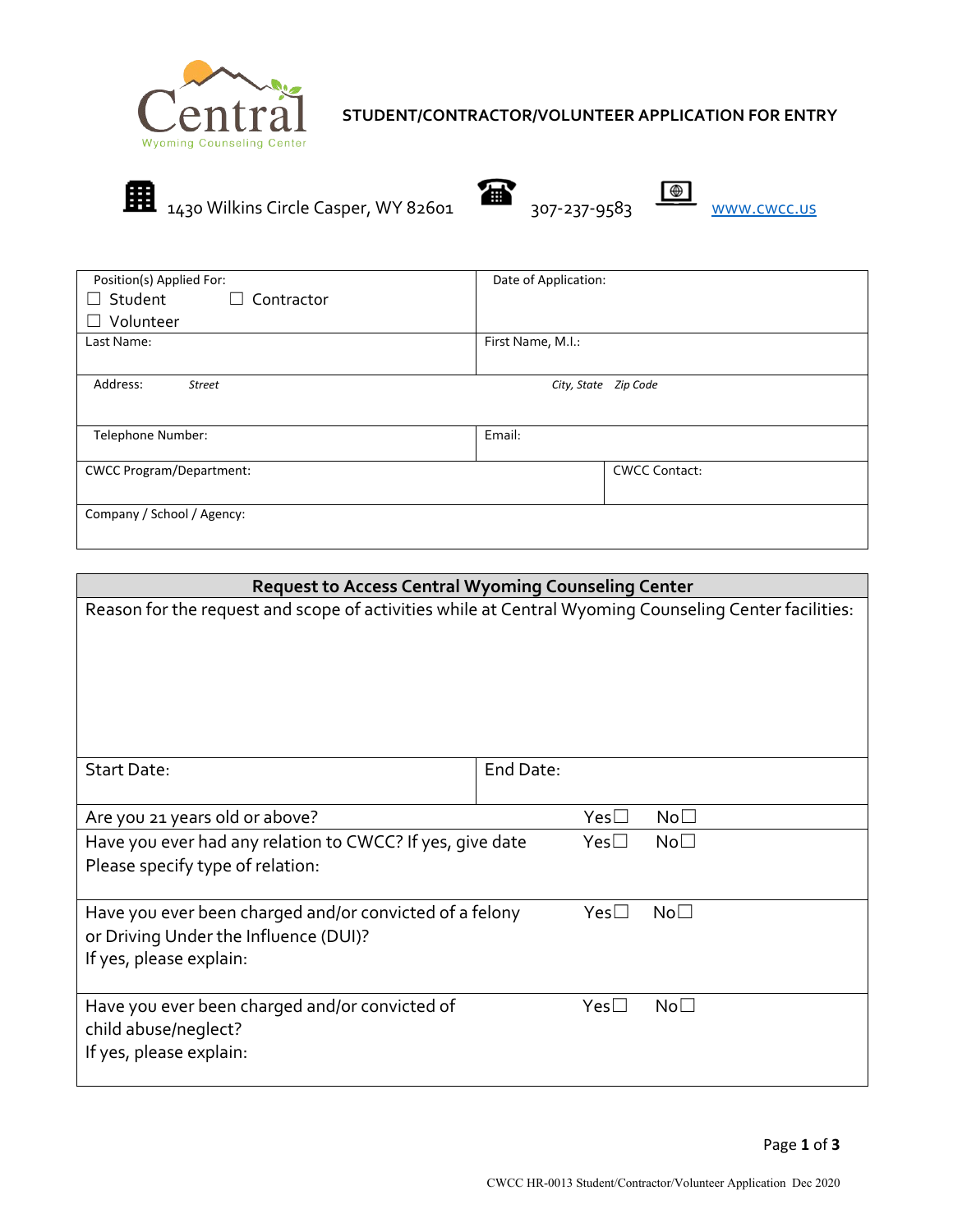# STUDENT/CONTRACTOR/VOLUNTEER APPLICATION FOR ENTRY

1430 Wilkins Circle Casper, WY 82601 | 307-237-9583 | www.cwcc.us

| | |
|---|---|
| Position(s) Applied For:<br>☐ Student ☐ Contractor<br>☐ Volunteer | Date of Application: |
| Last Name: | First Name, M.I.: |
| Address: *Street* | *City, State Zip Code* |
| Telephone Number: | Email: |
| CWCC Program/Department: | CWCC Contact: |
| Company / School / Agency: | |

| **Request to Access Central Wyoming Counseling Center** | | |
|---|---|---|
| Reason for the request and scope of activities while at Central Wyoming Counseling Center facilities: | | |
| Start Date: | End Date: | |
| Are you 21 years old or above? | Yes☐ | No☐ |
| Have you ever had any relation to CWCC? If yes, give date<br>Please specify type of relation: | Yes☐ | No☐ |
| Have you ever been charged and/or convicted of a felony or Driving Under the Influence (DUI)?<br>If yes, please explain: | Yes☐ | No☐ |
| Have you ever been charged and/or convicted of child abuse/neglect?<br>If yes, please explain: | Yes☐ | No☐ |

CWCC HR-0013 Student/Contractor/Volunteer Application Dec 2020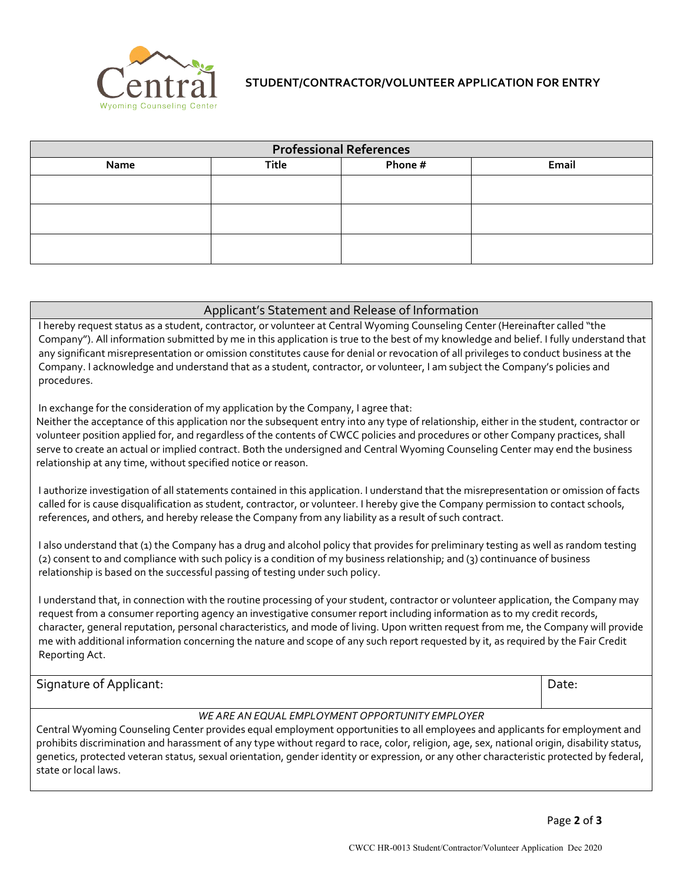**STUDENT/CONTRACTOR/VOLUNTEER APPLICATION FOR ENTRY**

| Professional References | | | |
|---|---|---|---|
| **Name** | **Title** | **Phone #** | **Email** |
| | | | |
| | | | |
| | | | |

## Applicant's Statement and Release of Information

I hereby request status as a student, contractor, or volunteer at Central Wyoming Counseling Center (Hereinafter called "the Company"). All information submitted by me in this application is true to the best of my knowledge and belief. I fully understand that any significant misrepresentation or omission constitutes cause for denial or revocation of all privileges to conduct business at the Company. I acknowledge and understand that as a student, contractor, or volunteer, I am subject the Company's policies and procedures.

In exchange for the consideration of my application by the Company, I agree that:
Neither the acceptance of this application nor the subsequent entry into any type of relationship, either in the student, contractor or volunteer position applied for, and regardless of the contents of CWCC policies and procedures or other Company practices, shall serve to create an actual or implied contract. Both the undersigned and Central Wyoming Counseling Center may end the business relationship at any time, without specified notice or reason.

I authorize investigation of all statements contained in this application. I understand that the misrepresentation or omission of facts called for is cause disqualification as student, contractor, or volunteer. I hereby give the Company permission to contact schools, references, and others, and hereby release the Company from any liability as a result of such contract.

I also understand that (1) the Company has a drug and alcohol policy that provides for preliminary testing as well as random testing (2) consent to and compliance with such policy is a condition of my business relationship; and (3) continuance of business relationship is based on the successful passing of testing under such policy.

I understand that, in connection with the routine processing of your student, contractor or volunteer application, the Company may request from a consumer reporting agency an investigative consumer report including information as to my credit records, character, general reputation, personal characteristics, and mode of living. Upon written request from me, the Company will provide me with additional information concerning the nature and scope of any such report requested by it, as required by the Fair Credit Reporting Act.

| Signature of Applicant: | Date: |
|---|---|

*WE ARE AN EQUAL EMPLOYMENT OPPORTUNITY EMPLOYER*

Central Wyoming Counseling Center provides equal employment opportunities to all employees and applicants for employment and prohibits discrimination and harassment of any type without regard to race, color, religion, age, sex, national origin, disability status, genetics, protected veteran status, sexual orientation, gender identity or expression, or any other characteristic protected by federal, state or local laws.

CWCC HR-0013 Student/Contractor/Volunteer Application Dec 2020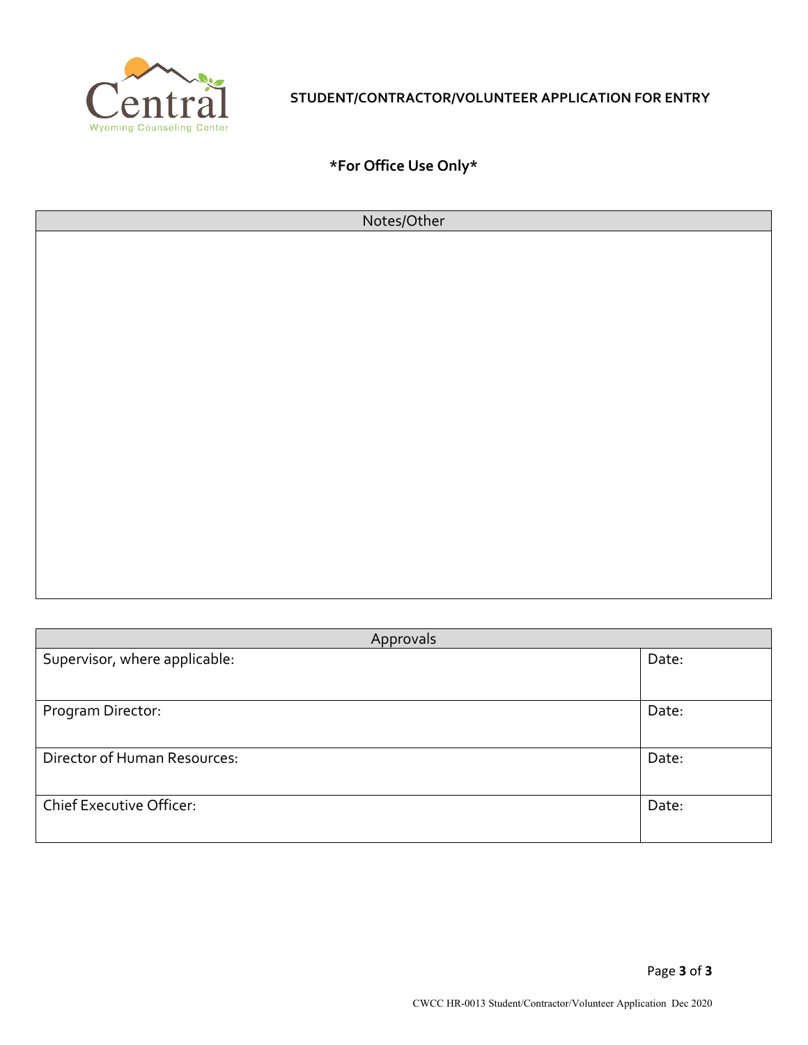**STUDENT/CONTRACTOR/VOLUNTEER APPLICATION FOR ENTRY**

**\*For Office Use Only\***

| Notes/Other |
|---|
| |

| Approvals | |
|---|---|
| Supervisor, where applicable: | Date: |
| Program Director: | Date: |
| Director of Human Resources: | Date: |
| Chief Executive Officer: | Date: |

CWCC HR-0013 Student/Contractor/Volunteer Application Dec 2020